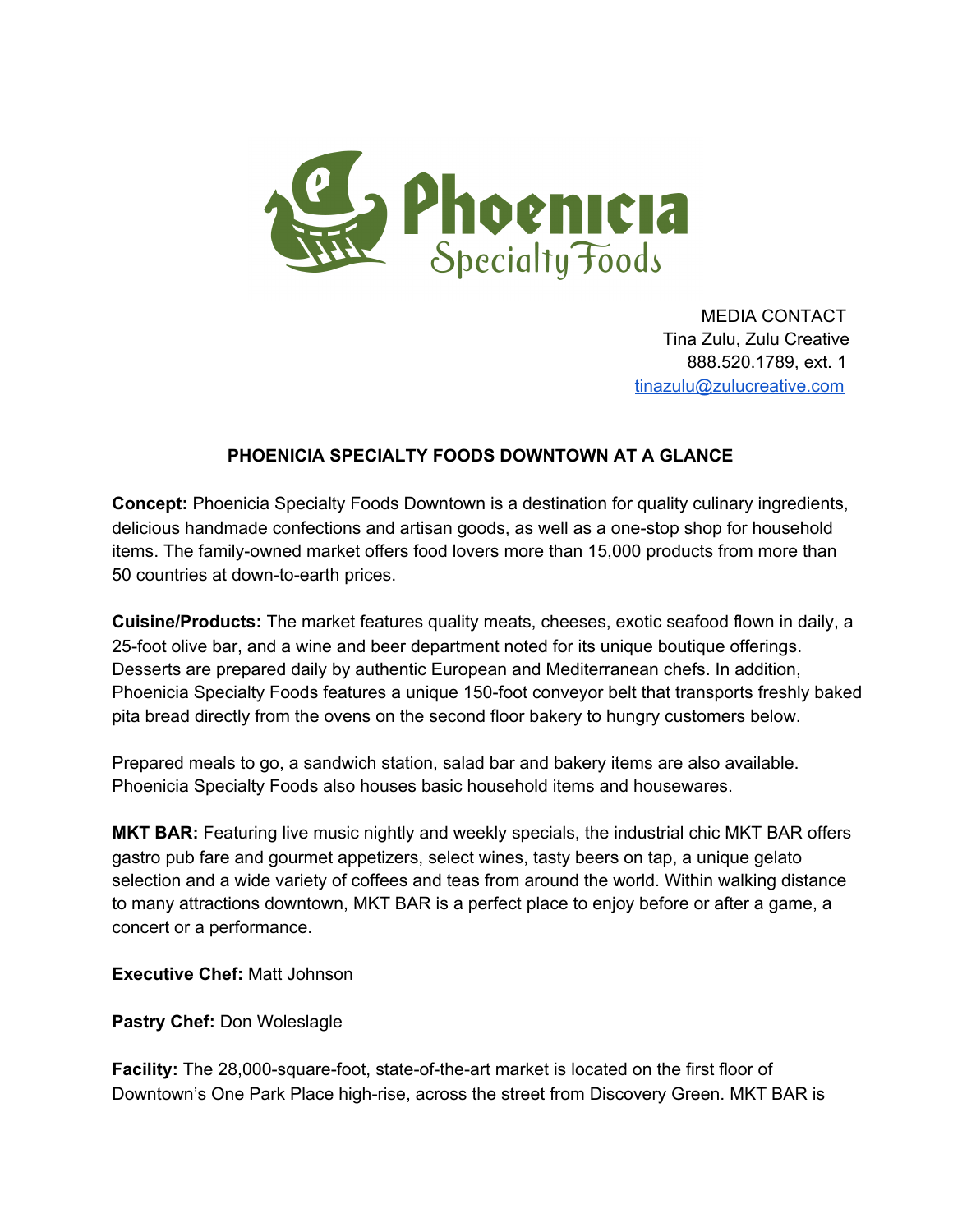Phoenicia Specialty Foods

MEDIA CONTACT
Tina Zulu, Zulu Creative
888.520.1789, ext. 1
tinazulu@zulucreative.com

## PHOENICIA SPECIALTY FOODS DOWNTOWN AT A GLANCE

**Concept:** Phoenicia Specialty Foods Downtown is a destination for quality culinary ingredients, delicious handmade confections and artisan goods, as well as a one-stop shop for household items. The family-owned market offers food lovers more than 15,000 products from more than 50 countries at down-to-earth prices.

**Cuisine/Products:** The market features quality meats, cheeses, exotic seafood flown in daily, a 25-foot olive bar, and a wine and beer department noted for its unique boutique offerings. Desserts are prepared daily by authentic European and Mediterranean chefs. In addition, Phoenicia Specialty Foods features a unique 150-foot conveyor belt that transports freshly baked pita bread directly from the ovens on the second floor bakery to hungry customers below.

Prepared meals to go, a sandwich station, salad bar and bakery items are also available. Phoenicia Specialty Foods also houses basic household items and housewares.

**MKT BAR:** Featuring live music nightly and weekly specials, the industrial chic MKT BAR offers gastro pub fare and gourmet appetizers, select wines, tasty beers on tap, a unique gelato selection and a wide variety of coffees and teas from around the world. Within walking distance to many attractions downtown, MKT BAR is a perfect place to enjoy before or after a game, a concert or a performance.

**Executive Chef:** Matt Johnson

**Pastry Chef:** Don Woleslagle

**Facility:** The 28,000-square-foot, state-of-the-art market is located on the first floor of Downtown's One Park Place high-rise, across the street from Discovery Green. MKT BAR is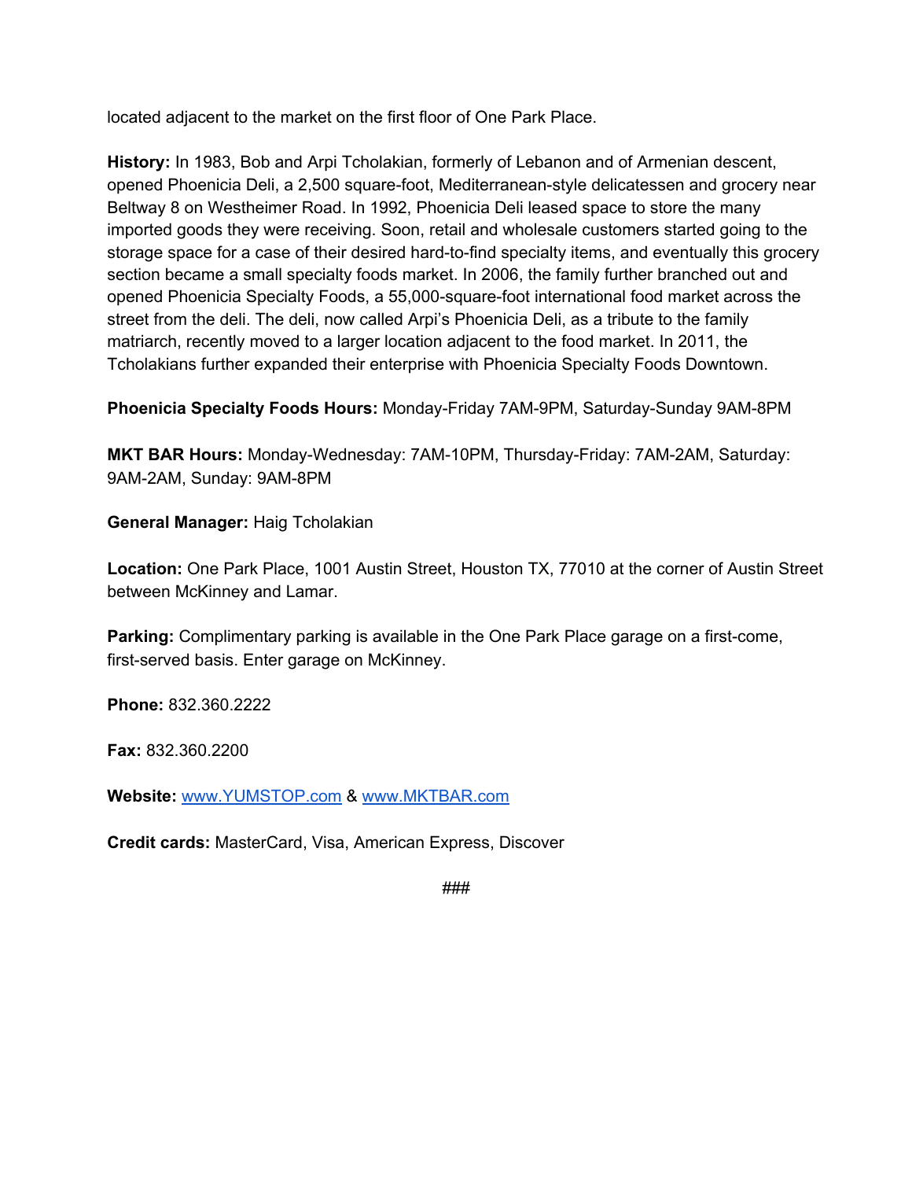located adjacent to the market on the first floor of One Park Place.

**History:** In 1983, Bob and Arpi Tcholakian, formerly of Lebanon and of Armenian descent, opened Phoenicia Deli, a 2,500 square-foot, Mediterranean-style delicatessen and grocery near Beltway 8 on Westheimer Road. In 1992, Phoenicia Deli leased space to store the many imported goods they were receiving. Soon, retail and wholesale customers started going to the storage space for a case of their desired hard-to-find specialty items, and eventually this grocery section became a small specialty foods market. In 2006, the family further branched out and opened Phoenicia Specialty Foods, a 55,000-square-foot international food market across the street from the deli. The deli, now called Arpi's Phoenicia Deli, as a tribute to the family matriarch, recently moved to a larger location adjacent to the food market. In 2011, the Tcholakians further expanded their enterprise with Phoenicia Specialty Foods Downtown.

**Phoenicia Specialty Foods Hours:** Monday-Friday 7AM-9PM, Saturday-Sunday 9AM-8PM

**MKT BAR Hours:** Monday-Wednesday: 7AM-10PM, Thursday-Friday: 7AM-2AM, Saturday: 9AM-2AM, Sunday: 9AM-8PM

**General Manager:** Haig Tcholakian

**Location:** One Park Place, 1001 Austin Street, Houston TX, 77010 at the corner of Austin Street between McKinney and Lamar.

**Parking:** Complimentary parking is available in the One Park Place garage on a first-come, first-served basis. Enter garage on McKinney.

**Phone:** 832.360.2222

**Fax:** 832.360.2200

**Website:** [www.YUMSTOP.com](http://www.YUMSTOP.com) & [www.MKTBAR.com](http://www.MKTBAR.com)

**Credit cards:** MasterCard, Visa, American Express, Discover

###